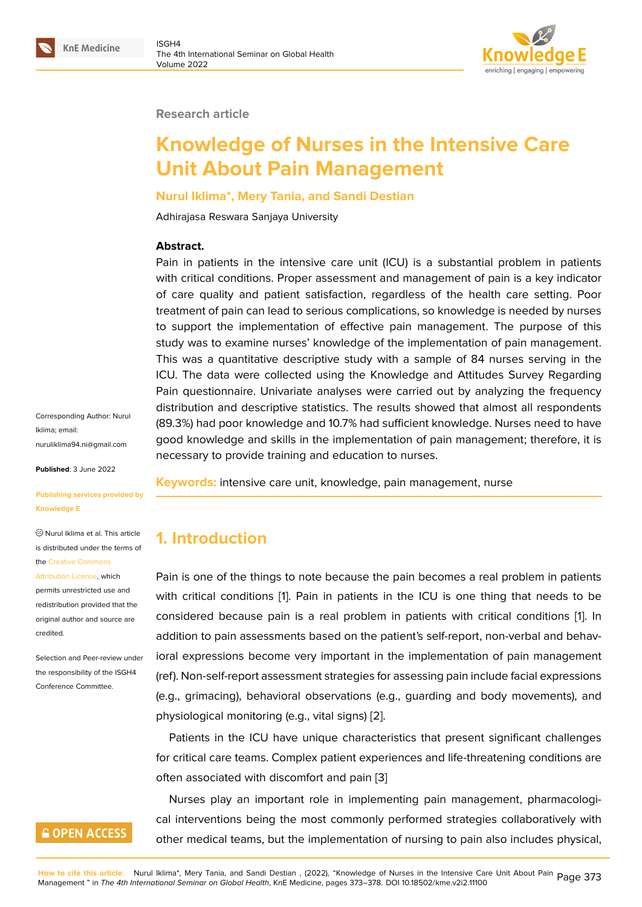Research article

# Knowledge of Nurses in the Intensive Care Unit About Pain Management

**Nurul Iklima*, Mery Tania, and Sandi Destian**

Adhirajasa Reswara Sanjaya University

Corresponding Author: Nurul Iklima; email: nuruliklima94.ni@gmail.com

**Published**: 3 June 2022

**Publishing services provided by Knowledge E**

© Nurul Iklima et al. This article is distributed under the terms of the Creative Commons Attribution License, which permits unrestricted use and redistribution provided that the original author and source are credited.

Selection and Peer-review under the responsibility of the ISGH4 Conference Committee.

**Abstract.**
Pain in patients in the intensive care unit (ICU) is a substantial problem in patients with critical conditions. Proper assessment and management of pain is a key indicator of care quality and patient satisfaction, regardless of the health care setting. Poor treatment of pain can lead to serious complications, so knowledge is needed by nurses to support the implementation of effective pain management. The purpose of this study was to examine nurses' knowledge of the implementation of pain management. This was a quantitative descriptive study with a sample of 84 nurses serving in the ICU. The data were collected using the Knowledge and Attitudes Survey Regarding Pain questionnaire. Univariate analyses were carried out by analyzing the frequency distribution and descriptive statistics. The results showed that almost all respondents (89.3%) had poor knowledge and 10.7% had sufficient knowledge. Nurses need to have good knowledge and skills in the implementation of pain management; therefore, it is necessary to provide training and education to nurses.

**Keywords:** intensive care unit, knowledge, pain management, nurse

## 1. Introduction

Pain is one of the things to note because the pain becomes a real problem in patients with critical conditions [1]. Pain in patients in the ICU is one thing that needs to be considered because pain is a real problem in patients with critical conditions [1]. In addition to pain assessments based on the patient's self-report, non-verbal and behavioral expressions become very important in the implementation of pain management (ref). Non-self-report assessment strategies for assessing pain include facial expressions (e.g., grimacing), behavioral observations (e.g., guarding and body movements), and physiological monitoring (e.g., vital signs) [2].

Patients in the ICU have unique characteristics that present significant challenges for critical care teams. Complex patient experiences and life-threatening conditions are often associated with discomfort and pain [3]

Nurses play an important role in implementing pain management, pharmacological interventions being the most commonly performed strategies collaboratively with other medical teams, but the implementation of nursing to pain also includes physical,

**How to cite this article**: Nurul Iklima*, Mery Tania, and Sandi Destian , (2022), "Knowledge of Nurses in the Intensive Care Unit About Pain Management " in *The 4th International Seminar on Global Health*, KnE Medicine, pages 373–378. DOI 10.18502/kme.v2i2.11100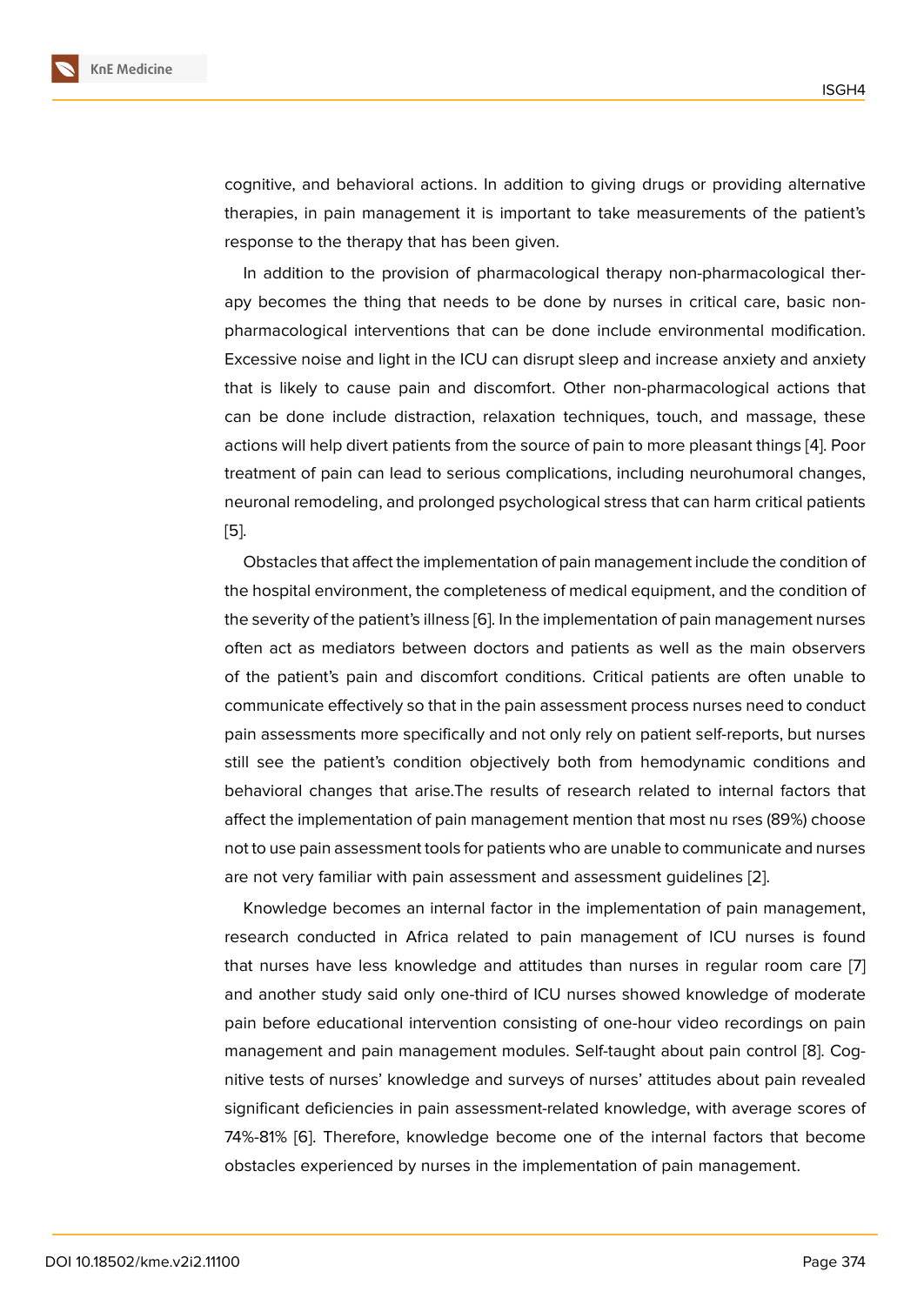cognitive, and behavioral actions. In addition to giving drugs or providing alternative therapies, in pain management it is important to take measurements of the patient's response to the therapy that has been given.

In addition to the provision of pharmacological therapy non-pharmacological therapy becomes the thing that needs to be done by nurses in critical care, basic non-pharmacological interventions that can be done include environmental modification. Excessive noise and light in the ICU can disrupt sleep and increase anxiety and anxiety that is likely to cause pain and discomfort. Other non-pharmacological actions that can be done include distraction, relaxation techniques, touch, and massage, these actions will help divert patients from the source of pain to more pleasant things [4]. Poor treatment of pain can lead to serious complications, including neurohumoral changes, neuronal remodeling, and prolonged psychological stress that can harm critical patients [5].

Obstacles that affect the implementation of pain management include the condition of the hospital environment, the completeness of medical equipment, and the condition of the severity of the patient's illness [6]. In the implementation of pain management nurses often act as mediators between doctors and patients as well as the main observers of the patient's pain and discomfort conditions. Critical patients are often unable to communicate effectively so that in the pain assessment process nurses need to conduct pain assessments more specifically and not only rely on patient self-reports, but nurses still see the patient's condition objectively both from hemodynamic conditions and behavioral changes that arise.The results of research related to internal factors that affect the implementation of pain management mention that most nu rses (89%) choose not to use pain assessment tools for patients who are unable to communicate and nurses are not very familiar with pain assessment and assessment guidelines [2].

Knowledge becomes an internal factor in the implementation of pain management, research conducted in Africa related to pain management of ICU nurses is found that nurses have less knowledge and attitudes than nurses in regular room care [7] and another study said only one-third of ICU nurses showed knowledge of moderate pain before educational intervention consisting of one-hour video recordings on pain management and pain management modules. Self-taught about pain control [8]. Cognitive tests of nurses' knowledge and surveys of nurses' attitudes about pain revealed significant deficiencies in pain assessment-related knowledge, with average scores of 74%-81% [6]. Therefore, knowledge become one of the internal factors that become obstacles experienced by nurses in the implementation of pain management.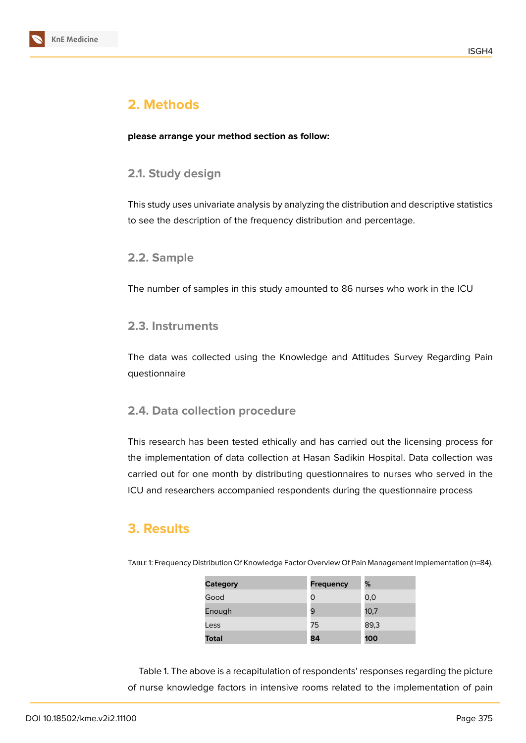## 2. Methods

**please arrange your method section as follow:**

### 2.1. Study design

This study uses univariate analysis by analyzing the distribution and descriptive statistics to see the description of the frequency distribution and percentage.

### 2.2. Sample

The number of samples in this study amounted to 86 nurses who work in the ICU

### 2.3. Instruments

The data was collected using the Knowledge and Attitudes Survey Regarding Pain questionnaire

### 2.4. Data collection procedure

This research has been tested ethically and has carried out the licensing process for the implementation of data collection at Hasan Sadikin Hospital. Data collection was carried out for one month by distributing questionnaires to nurses who served in the ICU and researchers accompanied respondents during the questionnaire process

## 3. Results

Table 1: Frequency Distribution Of Knowledge Factor Overview Of Pain Management Implementation (n=84).

| Category | Frequency | % |
|---|---|---|
| Good | 0 | 0,0 |
| Enough | 9 | 10,7 |
| Less | 75 | 89,3 |
| **Total** | **84** | **100** |

Table 1. The above is a recapitulation of respondents' responses regarding the picture of nurse knowledge factors in intensive rooms related to the implementation of pain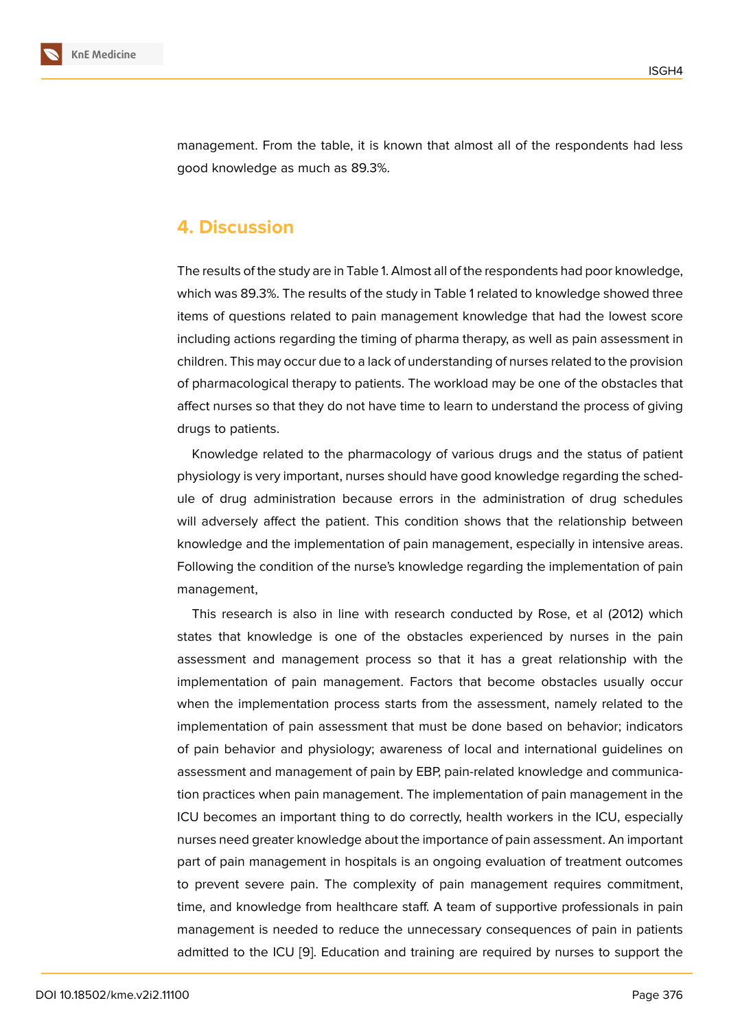management. From the table, it is known that almost all of the respondents had less good knowledge as much as 89.3%.

## 4. Discussion

The results of the study are in Table 1. Almost all of the respondents had poor knowledge, which was 89.3%. The results of the study in Table 1 related to knowledge showed three items of questions related to pain management knowledge that had the lowest score including actions regarding the timing of pharma therapy, as well as pain assessment in children. This may occur due to a lack of understanding of nurses related to the provision of pharmacological therapy to patients. The workload may be one of the obstacles that affect nurses so that they do not have time to learn to understand the process of giving drugs to patients.

Knowledge related to the pharmacology of various drugs and the status of patient physiology is very important, nurses should have good knowledge regarding the schedule of drug administration because errors in the administration of drug schedules will adversely affect the patient. This condition shows that the relationship between knowledge and the implementation of pain management, especially in intensive areas. Following the condition of the nurse's knowledge regarding the implementation of pain management,

This research is also in line with research conducted by Rose, et al (2012) which states that knowledge is one of the obstacles experienced by nurses in the pain assessment and management process so that it has a great relationship with the implementation of pain management. Factors that become obstacles usually occur when the implementation process starts from the assessment, namely related to the implementation of pain assessment that must be done based on behavior; indicators of pain behavior and physiology; awareness of local and international guidelines on assessment and management of pain by EBP, pain-related knowledge and communication practices when pain management. The implementation of pain management in the ICU becomes an important thing to do correctly, health workers in the ICU, especially nurses need greater knowledge about the importance of pain assessment. An important part of pain management in hospitals is an ongoing evaluation of treatment outcomes to prevent severe pain. The complexity of pain management requires commitment, time, and knowledge from healthcare staff. A team of supportive professionals in pain management is needed to reduce the unnecessary consequences of pain in patients admitted to the ICU [9]. Education and training are required by nurses to support the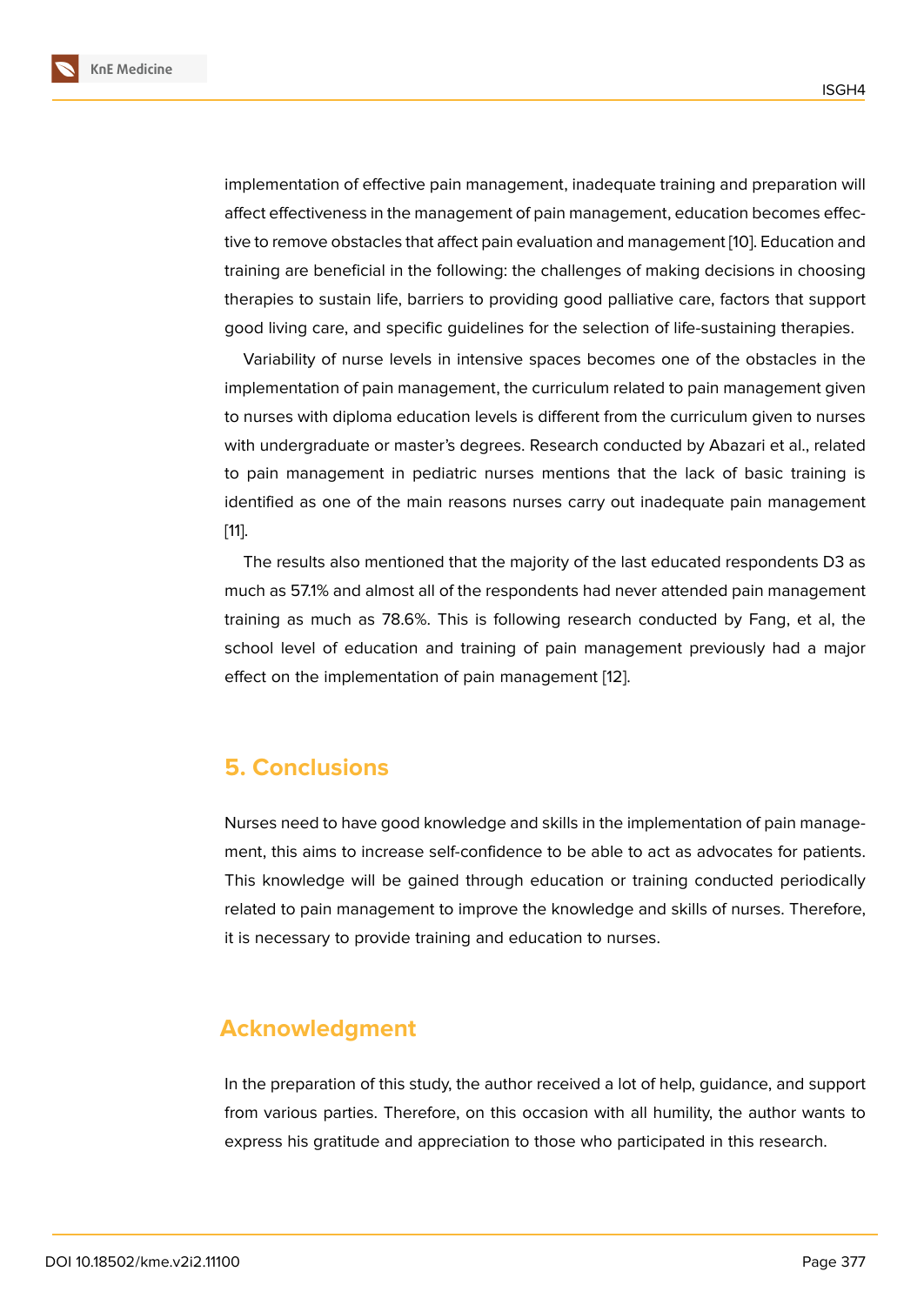implementation of effective pain management, inadequate training and preparation will affect effectiveness in the management of pain management, education becomes effective to remove obstacles that affect pain evaluation and management [10]. Education and training are beneficial in the following: the challenges of making decisions in choosing therapies to sustain life, barriers to providing good palliative care, factors that support good living care, and specific guidelines for the selection of life-sustaining therapies.

Variability of nurse levels in intensive spaces becomes one of the obstacles in the implementation of pain management, the curriculum related to pain management given to nurses with diploma education levels is different from the curriculum given to nurses with undergraduate or master's degrees. Research conducted by Abazari et al., related to pain management in pediatric nurses mentions that the lack of basic training is identified as one of the main reasons nurses carry out inadequate pain management [11].

The results also mentioned that the majority of the last educated respondents D3 as much as 57.1% and almost all of the respondents had never attended pain management training as much as 78.6%. This is following research conducted by Fang, et al, the school level of education and training of pain management previously had a major effect on the implementation of pain management [12].

## 5. Conclusions

Nurses need to have good knowledge and skills in the implementation of pain management, this aims to increase self-confidence to be able to act as advocates for patients. This knowledge will be gained through education or training conducted periodically related to pain management to improve the knowledge and skills of nurses. Therefore, it is necessary to provide training and education to nurses.

## Acknowledgment

In the preparation of this study, the author received a lot of help, guidance, and support from various parties. Therefore, on this occasion with all humility, the author wants to express his gratitude and appreciation to those who participated in this research.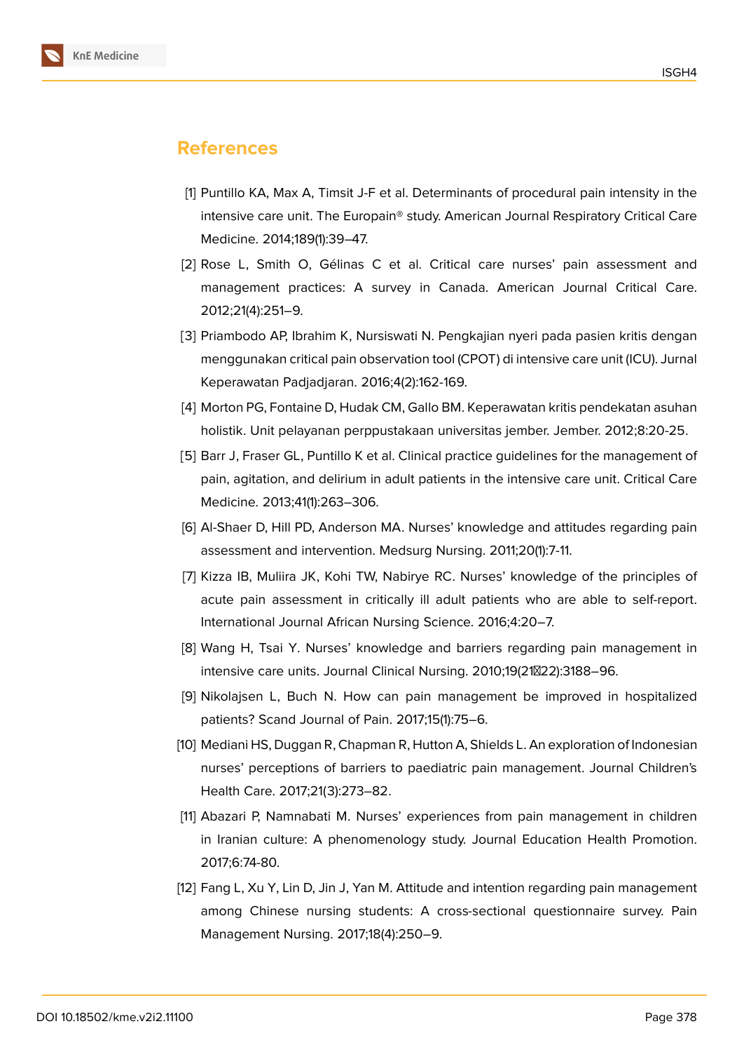## References

[1] Puntillo KA, Max A, Timsit J-F et al. Determinants of procedural pain intensity in the intensive care unit. The Europain® study. American Journal Respiratory Critical Care Medicine. 2014;189(1):39–47.

[2] Rose L, Smith O, Gélinas C et al. Critical care nurses' pain assessment and management practices: A survey in Canada. American Journal Critical Care. 2012;21(4):251–9.

[3] Priambodo AP, Ibrahim K, Nursiswati N. Pengkajian nyeri pada pasien kritis dengan menggunakan critical pain observation tool (CPOT) di intensive care unit (ICU). Jurnal Keperawatan Padjadjaran. 2016;4(2):162-169.

[4] Morton PG, Fontaine D, Hudak CM, Gallo BM. Keperawatan kritis pendekatan asuhan holistik. Unit pelayanan perppustakaan universitas jember. Jember. 2012;8:20-25.

[5] Barr J, Fraser GL, Puntillo K et al. Clinical practice guidelines for the management of pain, agitation, and delirium in adult patients in the intensive care unit. Critical Care Medicine. 2013;41(1):263–306.

[6] Al-Shaer D, Hill PD, Anderson MA. Nurses' knowledge and attitudes regarding pain assessment and intervention. Medsurg Nursing. 2011;20(1):7-11.

[7] Kizza IB, Muliira JK, Kohi TW, Nabirye RC. Nurses' knowledge of the principles of acute pain assessment in critically ill adult patients who are able to self-report. International Journal African Nursing Science. 2016;4:20–7.

[8] Wang H, Tsai Y. Nurses' knowledge and barriers regarding pain management in intensive care units. Journal Clinical Nursing. 2010;19(21–22):3188–96.

[9] Nikolajsen L, Buch N. How can pain management be improved in hospitalized patients? Scand Journal of Pain. 2017;15(1):75–6.

[10] Mediani HS, Duggan R, Chapman R, Hutton A, Shields L. An exploration of Indonesian nurses' perceptions of barriers to paediatric pain management. Journal Children's Health Care. 2017;21(3):273–82.

[11] Abazari P, Namnabati M. Nurses' experiences from pain management in children in Iranian culture: A phenomenology study. Journal Education Health Promotion. 2017;6:74-80.

[12] Fang L, Xu Y, Lin D, Jin J, Yan M. Attitude and intention regarding pain management among Chinese nursing students: A cross-sectional questionnaire survey. Pain Management Nursing. 2017;18(4):250–9.